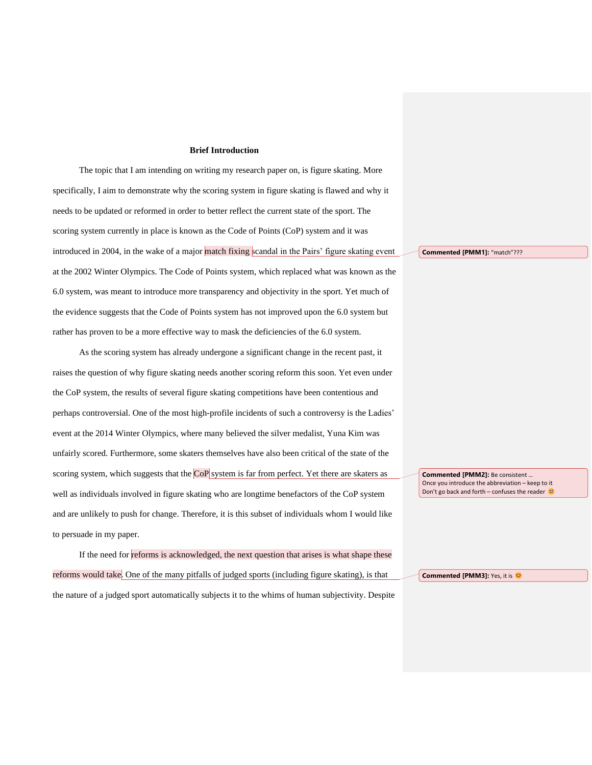**Brief Introduction**

The topic that I am intending on writing my research paper on, is figure skating. More specifically, I aim to demonstrate why the scoring system in figure skating is flawed and why it needs to be updated or reformed in order to better reflect the current state of the sport. The scoring system currently in place is known as the Code of Points (CoP) system and it was introduced in 2004, in the wake of a major match fixing scandal in the Pairs' figure skating event at the 2002 Winter Olympics. The Code of Points system, which replaced what was known as the 6.0 system, was meant to introduce more transparency and objectivity in the sport. Yet much of the evidence suggests that the Code of Points system has not improved upon the 6.0 system but rather has proven to be a more effective way to mask the deficiencies of the 6.0 system.

As the scoring system has already undergone a significant change in the recent past, it raises the question of why figure skating needs another scoring reform this soon. Yet even under the CoP system, the results of several figure skating competitions have been contentious and perhaps controversial. One of the most high-profile incidents of such a controversy is the Ladies' event at the 2014 Winter Olympics, where many believed the silver medalist, Yuna Kim was unfairly scored. Furthermore, some skaters themselves have also been critical of the state of the scoring system, which suggests that the CoP system is far from perfect. Yet there are skaters as well as individuals involved in figure skating who are longtime benefactors of the CoP system and are unlikely to push for change. Therefore, it is this subset of individuals whom I would like to persuade in my paper.

If the need for reforms is acknowledged, the next question that arises is what shape these reforms would take. One of the many pitfalls of judged sports (including figure skating), is that the nature of a judged sport automatically subjects it to the whims of human subjectivity. Despite

**Commented [PMM1]:** "match"???

**Commented [PMM2]:** Be consistent …
Once you introduce the abbreviation – keep to it
Don't go back and forth – confuses the reader ☹

**Commented [PMM3]:** Yes, it is 😊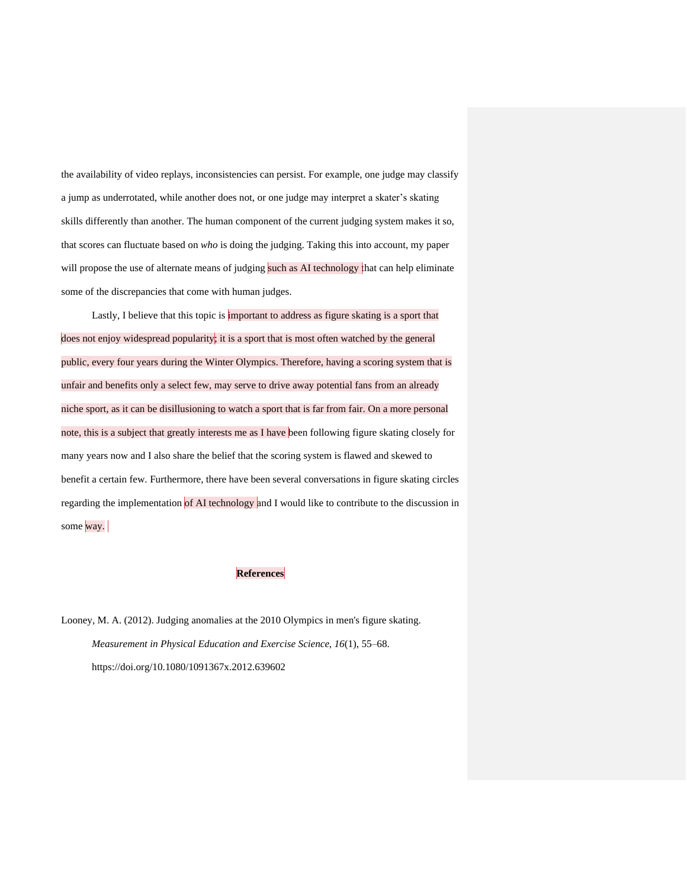the availability of video replays, inconsistencies can persist. For example, one judge may classify a jump as underrotated, while another does not, or one judge may interpret a skater's skating skills differently than another. The human component of the current judging system makes it so, that scores can fluctuate based on *who* is doing the judging. Taking this into account, my paper will propose the use of alternate means of judging such as AI technology that can help eliminate some of the discrepancies that come with human judges.

Lastly, I believe that this topic is important to address as figure skating is a sport that does not enjoy widespread popularity; it is a sport that is most often watched by the general public, every four years during the Winter Olympics. Therefore, having a scoring system that is unfair and benefits only a select few, may serve to drive away potential fans from an already niche sport, as it can be disillusioning to watch a sport that is far from fair. On a more personal note, this is a subject that greatly interests me as I have been following figure skating closely for many years now and I also share the belief that the scoring system is flawed and skewed to benefit a certain few. Furthermore, there have been several conversations in figure skating circles regarding the implementation of AI technology and I would like to contribute to the discussion in some way.

**References**

Looney, M. A. (2012). Judging anomalies at the 2010 Olympics in men's figure skating. *Measurement in Physical Education and Exercise Science*, *16*(1), 55–68. https://doi.org/10.1080/1091367x.2012.639602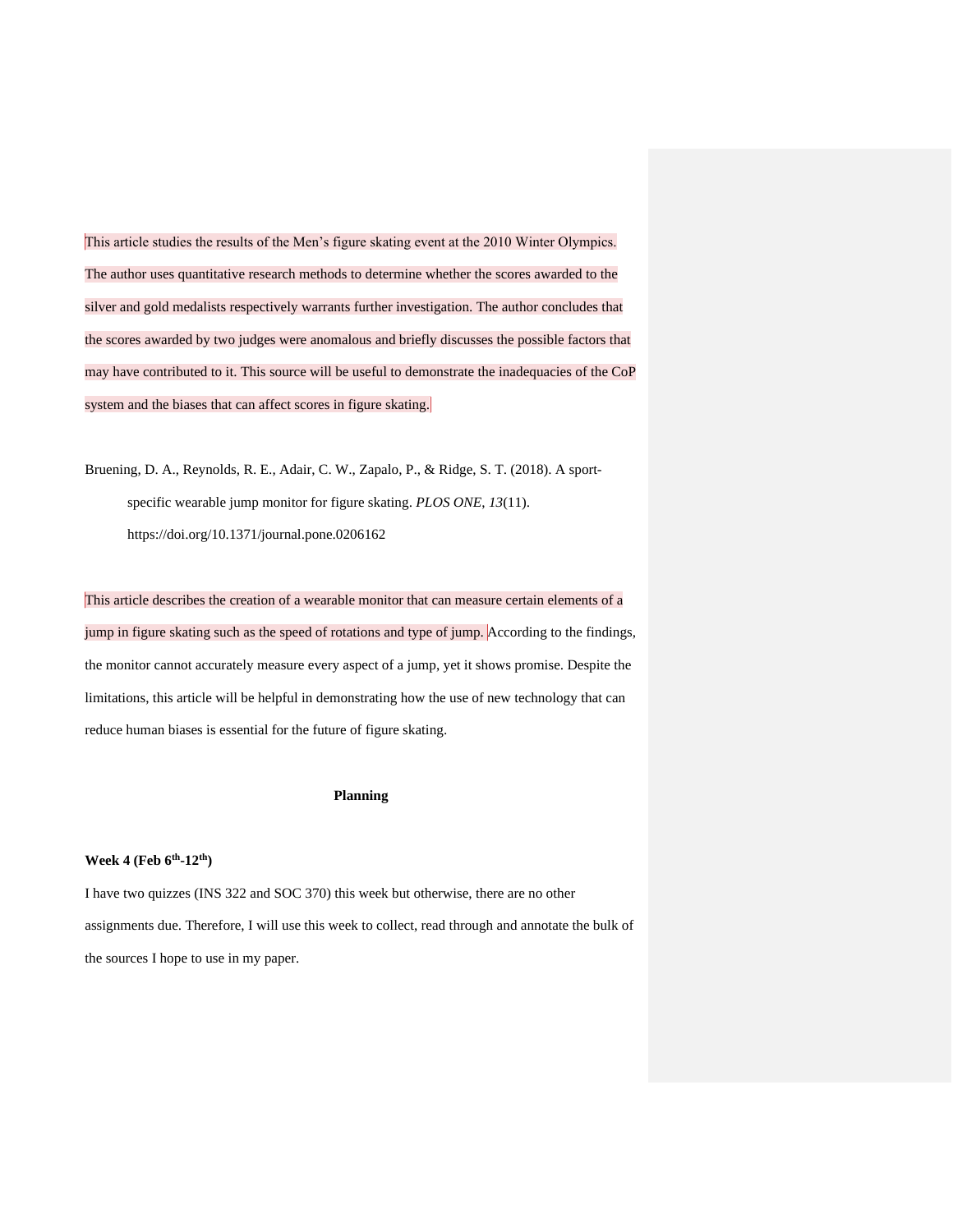This article studies the results of the Men's figure skating event at the 2010 Winter Olympics. The author uses quantitative research methods to determine whether the scores awarded to the silver and gold medalists respectively warrants further investigation. The author concludes that the scores awarded by two judges were anomalous and briefly discusses the possible factors that may have contributed to it. This source will be useful to demonstrate the inadequacies of the CoP system and the biases that can affect scores in figure skating.

Bruening, D. A., Reynolds, R. E., Adair, C. W., Zapalo, P., & Ridge, S. T. (2018). A sport-specific wearable jump monitor for figure skating. *PLOS ONE*, *13*(11). https://doi.org/10.1371/journal.pone.0206162

This article describes the creation of a wearable monitor that can measure certain elements of a jump in figure skating such as the speed of rotations and type of jump. According to the findings, the monitor cannot accurately measure every aspect of a jump, yet it shows promise. Despite the limitations, this article will be helpful in demonstrating how the use of new technology that can reduce human biases is essential for the future of figure skating.

## Planning

**Week 4 (Feb 6th-12th)**

I have two quizzes (INS 322 and SOC 370) this week but otherwise, there are no other assignments due. Therefore, I will use this week to collect, read through and annotate the bulk of the sources I hope to use in my paper.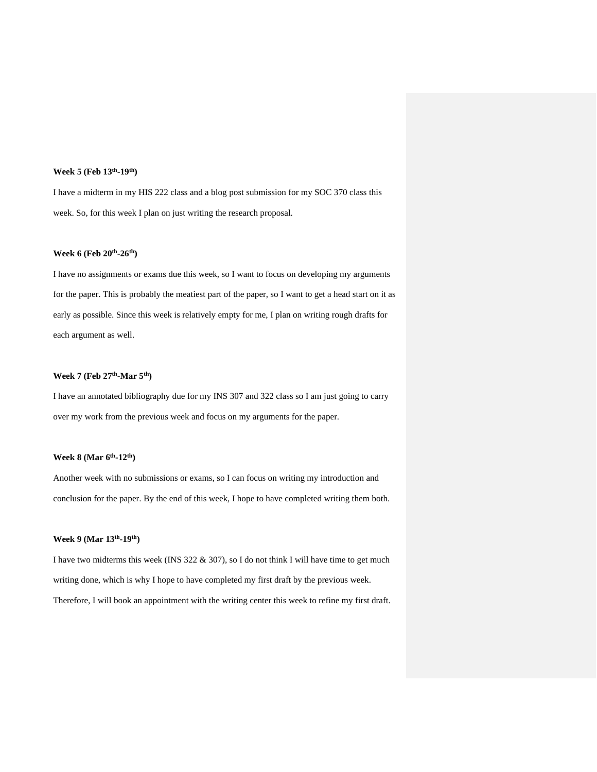**Week 5 (Feb 13th-19th)**

I have a midterm in my HIS 222 class and a blog post submission for my SOC 370 class this week. So, for this week I plan on just writing the research proposal.

**Week 6 (Feb 20th-26th)**

I have no assignments or exams due this week, so I want to focus on developing my arguments for the paper. This is probably the meatiest part of the paper, so I want to get a head start on it as early as possible. Since this week is relatively empty for me, I plan on writing rough drafts for each argument as well.

**Week 7 (Feb 27th-Mar 5th)**

I have an annotated bibliography due for my INS 307 and 322 class so I am just going to carry over my work from the previous week and focus on my arguments for the paper.

**Week 8 (Mar 6th-12th)**

Another week with no submissions or exams, so I can focus on writing my introduction and conclusion for the paper. By the end of this week, I hope to have completed writing them both.

**Week 9 (Mar 13th-19th)**

I have two midterms this week (INS 322 & 307), so I do not think I will have time to get much writing done, which is why I hope to have completed my first draft by the previous week. Therefore, I will book an appointment with the writing center this week to refine my first draft.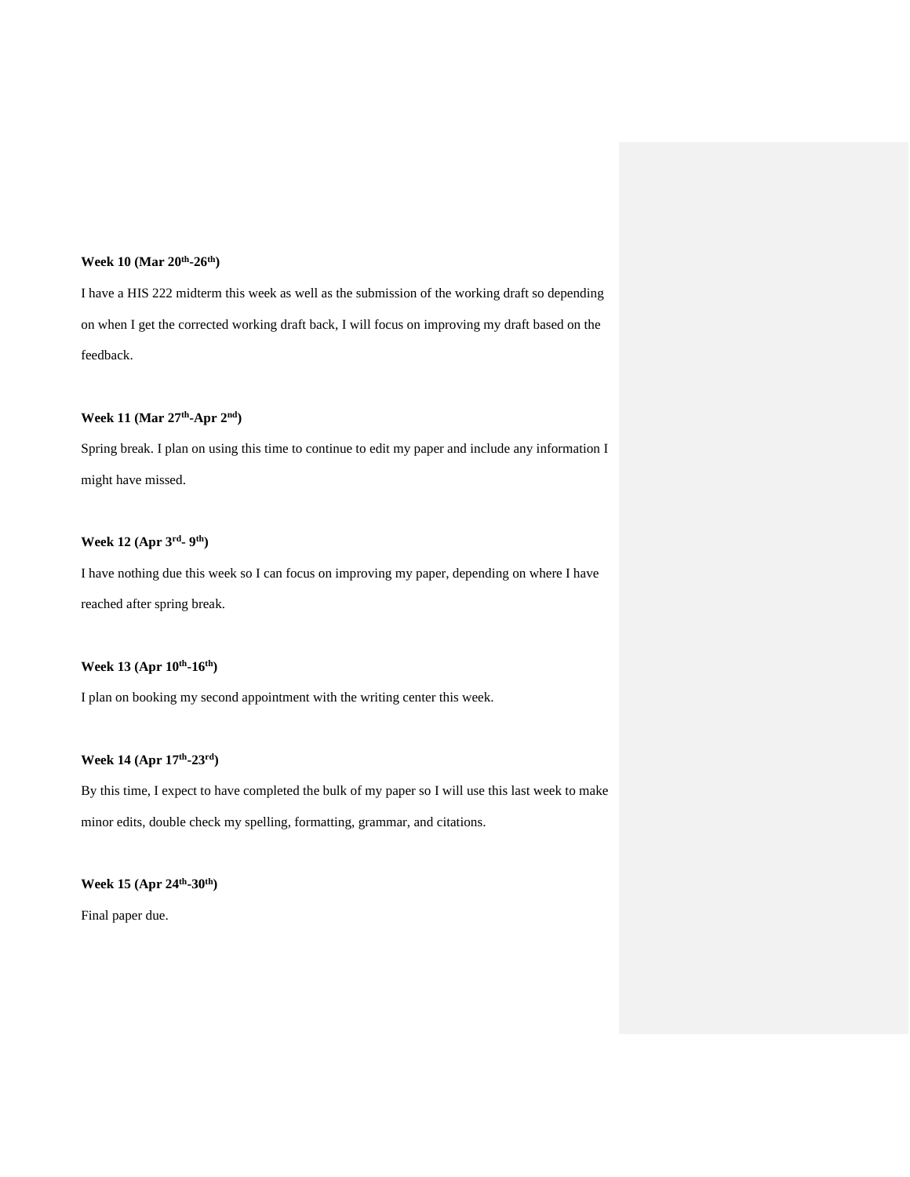**Week 10 (Mar 20th-26th)**

I have a HIS 222 midterm this week as well as the submission of the working draft so depending on when I get the corrected working draft back, I will focus on improving my draft based on the feedback.

**Week 11 (Mar 27th-Apr 2nd)**

Spring break. I plan on using this time to continue to edit my paper and include any information I might have missed.

**Week 12 (Apr 3rd- 9th)**

I have nothing due this week so I can focus on improving my paper, depending on where I have reached after spring break.

**Week 13 (Apr 10th-16th)**

I plan on booking my second appointment with the writing center this week.

**Week 14 (Apr 17th-23rd)**

By this time, I expect to have completed the bulk of my paper so I will use this last week to make minor edits, double check my spelling, formatting, grammar, and citations.

**Week 15 (Apr 24th-30th)**

Final paper due.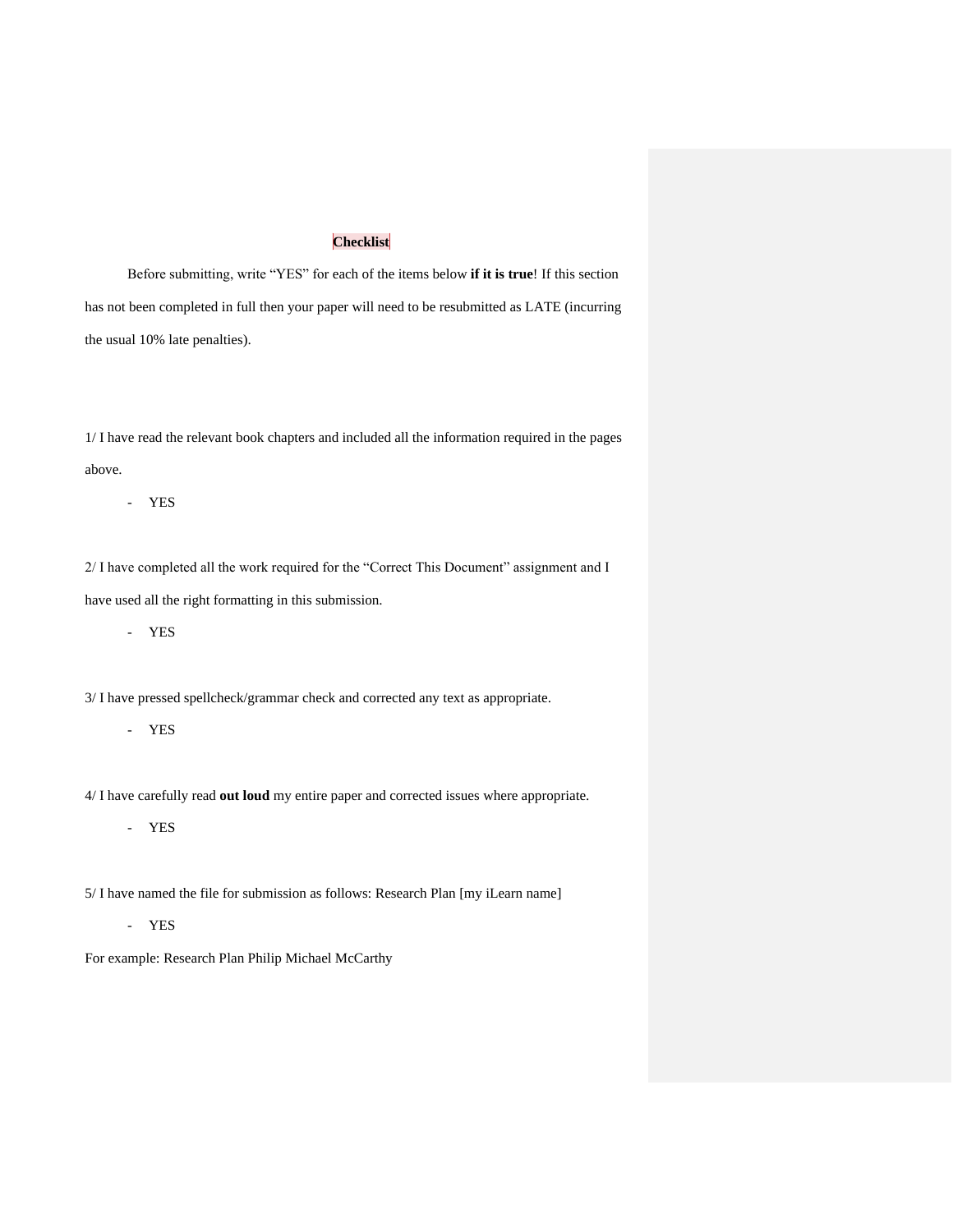# Checklist

Before submitting, write "YES" for each of the items below **if it is true**! If this section has not been completed in full then your paper will need to be resubmitted as LATE (incurring the usual 10% late penalties).

1/ I have read the relevant book chapters and included all the information required in the pages above.

- YES

2/ I have completed all the work required for the "Correct This Document" assignment and I have used all the right formatting in this submission.

- YES

3/ I have pressed spellcheck/grammar check and corrected any text as appropriate.

- YES

4/ I have carefully read **out loud** my entire paper and corrected issues where appropriate.

- YES

5/ I have named the file for submission as follows: Research Plan [my iLearn name]

- YES

For example: Research Plan Philip Michael McCarthy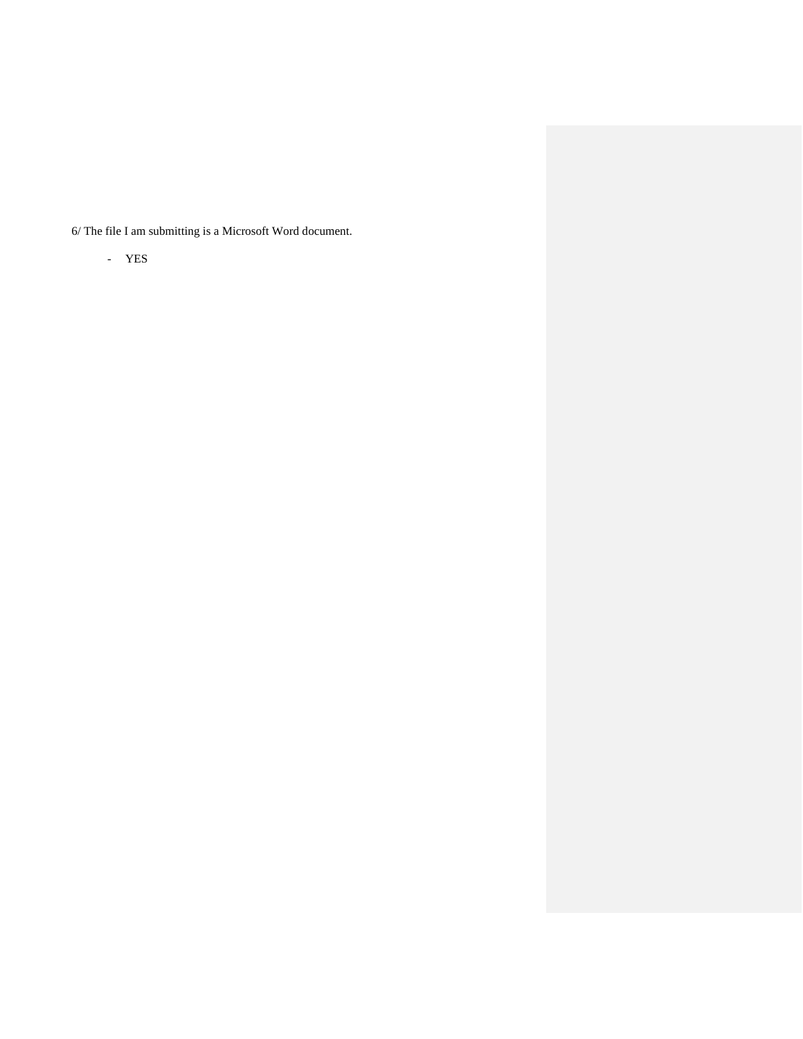6/ The file I am submitting is a Microsoft Word document.

- YES